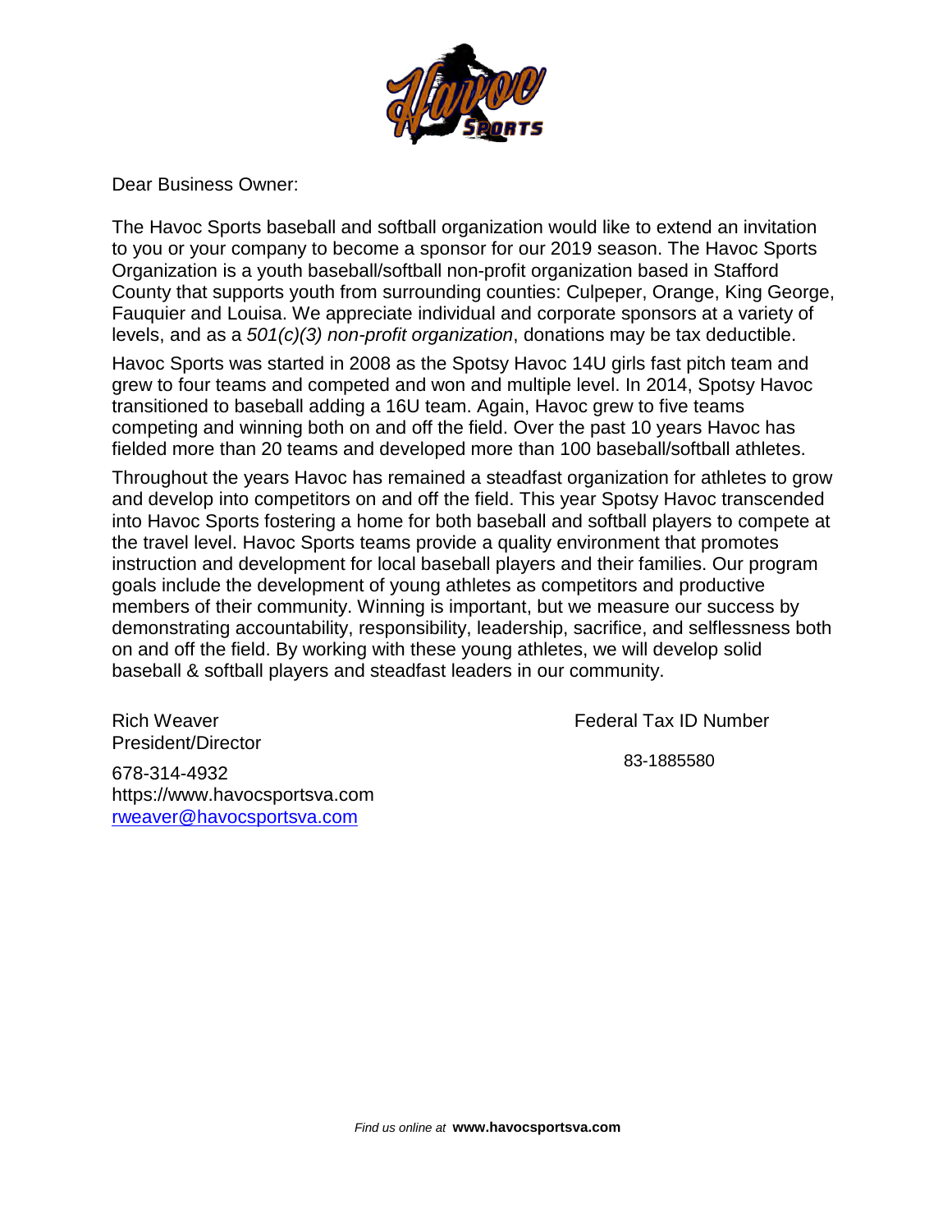Dear Business Owner:

The Havoc Sports baseball and softball organization would like to extend an invitation to you or your company to become a sponsor for our 2019 season. The Havoc Sports Organization is a youth baseball/softball non-profit organization based in Stafford County that supports youth from surrounding counties: Culpeper, Orange, King George, Fauquier and Louisa. We appreciate individual and corporate sponsors at a variety of levels, and as a *501(c)(3) non-profit organization*, donations may be tax deductible.

Havoc Sports was started in 2008 as the Spotsy Havoc 14U girls fast pitch team and grew to four teams and competed and won and multiple level. In 2014, Spotsy Havoc transitioned to baseball adding a 16U team. Again, Havoc grew to five teams competing and winning both on and off the field. Over the past 10 years Havoc has fielded more than 20 teams and developed more than 100 baseball/softball athletes.

Throughout the years Havoc has remained a steadfast organization for athletes to grow and develop into competitors on and off the field. This year Spotsy Havoc transcended into Havoc Sports fostering a home for both baseball and softball players to compete at the travel level. Havoc Sports teams provide a quality environment that promotes instruction and development for local baseball players and their families. Our program goals include the development of young athletes as competitors and productive members of their community. Winning is important, but we measure our success by demonstrating accountability, responsibility, leadership, sacrifice, and selflessness both on and off the field. By working with these young athletes, we will develop solid baseball & softball players and steadfast leaders in our community.

Rich Weaver
President/Director

678-314-4932
https://www.havocsportsva.com
rweaver@havocsportsva.com

Federal Tax ID Number

83-1885580

*Find us online at* **www.havocsportsva.com**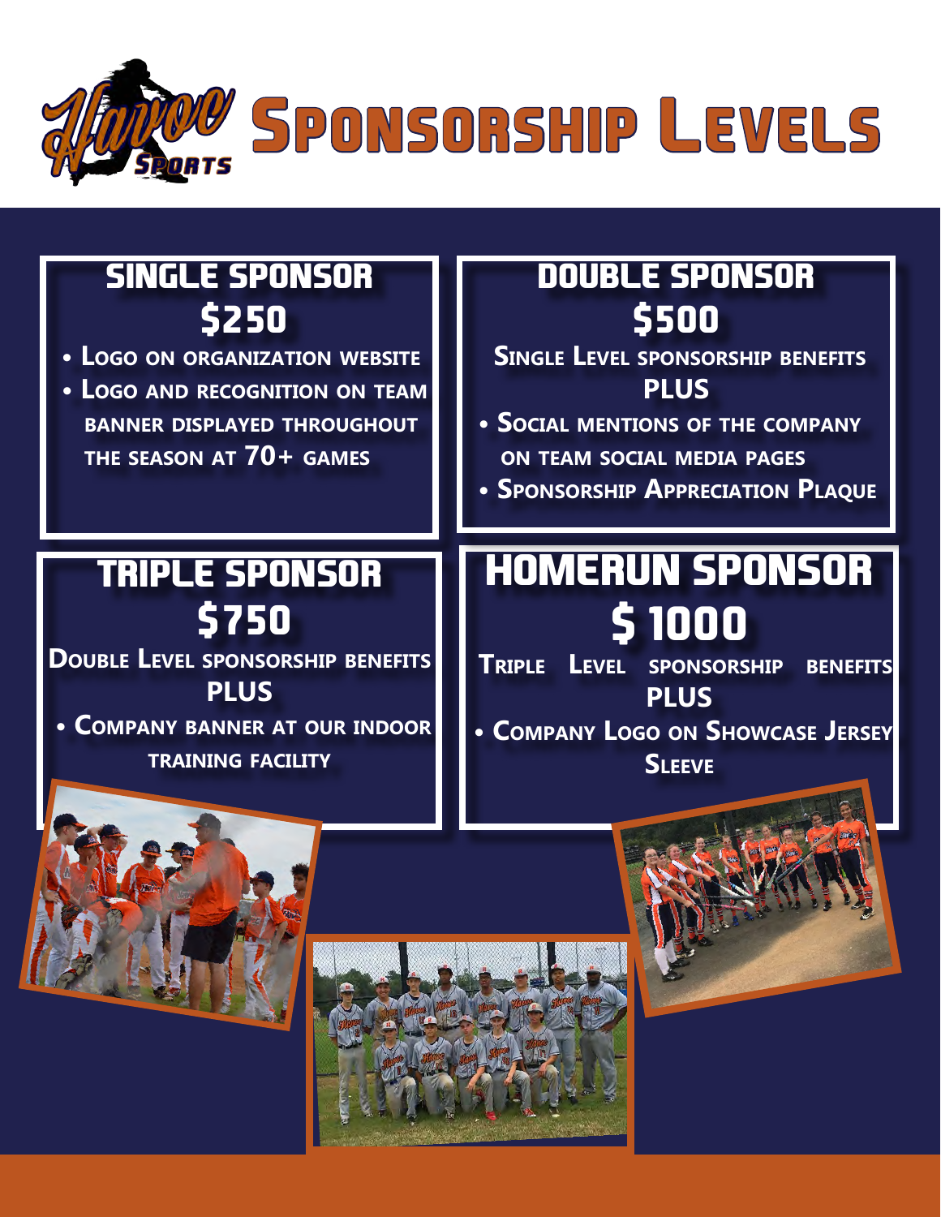# Havoc Sports Sponsorship Levels

## SINGLE SPONSOR
## $250

- Logo on organization website
- Logo and recognition on team banner displayed throughout the season at 70+ games

## DOUBLE SPONSOR
## $500

Single Level sponsorship benefits

**PLUS**

- Social mentions of the company on team social media pages
- Sponsorship Appreciation Plaque

## TRIPLE SPONSOR
## $750

Double Level sponsorship benefits

**PLUS**

- Company banner at our indoor training facility

## HOMERUN SPONSOR
## $ 1000

Triple Level sponsorship benefits

**PLUS**

- Company Logo on Showcase Jersey Sleeve